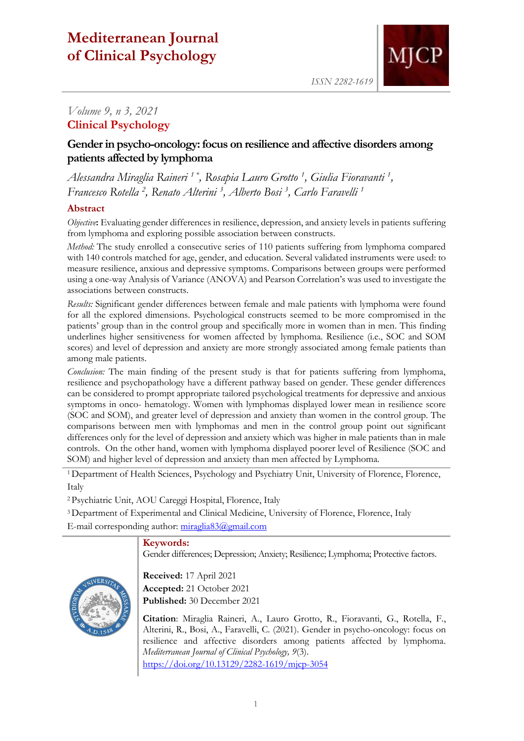# Mediterranean Journal of Clinical Psychology

ISSN 2282-1619

*Volume 9, n 3, 2021*

**Clinical Psychology**

## Gender in psycho-oncology: focus on resilience and affective disorders among patients affected by lymphoma

*Alessandra Miraglia Raineri [1]\*, Rosapia Lauro Grotto [1], Giulia Fioravanti [1], Francesco Rotella [2], Renato Alterini [3], Alberto Bosi [3], Carlo Faravelli [1]*

### Abstract

*Objective*: Evaluating gender differences in resilience, depression, and anxiety levels in patients suffering from lymphoma and exploring possible association between constructs.

*Method:* The study enrolled a consecutive series of 110 patients suffering from lymphoma compared with 140 controls matched for age, gender, and education. Several validated instruments were used: to measure resilience, anxious and depressive symptoms. Comparisons between groups were performed using a one-way Analysis of Variance (ANOVA) and Pearson Correlation's was used to investigate the associations between constructs.

*Results:* Significant gender differences between female and male patients with lymphoma were found for all the explored dimensions. Psychological constructs seemed to be more compromised in the patients' group than in the control group and specifically more in women than in men. This finding underlines higher sensitiveness for women affected by lymphoma. Resilience (i.e., SOC and SOM scores) and level of depression and anxiety are more strongly associated among female patients than among male patients.

*Conclusion:* The main finding of the present study is that for patients suffering from lymphoma, resilience and psychopathology have a different pathway based on gender. These gender differences can be considered to prompt appropriate tailored psychological treatments for depressive and anxious symptoms in onco- hematology. Women with lymphomas displayed lower mean in resilience score (SOC and SOM), and greater level of depression and anxiety than women in the control group. The comparisons between men with lymphomas and men in the control group point out significant differences only for the level of depression and anxiety which was higher in male patients than in male controls. On the other hand, women with lymphoma displayed poorer level of Resilience (SOC and SOM) and higher level of depression and anxiety than men affected by Lymphoma.

[1] Department of Health Sciences, Psychology and Psychiatry Unit, University of Florence, Florence, Italy

[2] Psychiatric Unit, AOU Careggi Hospital, Florence, Italy

[3] Department of Experimental and Clinical Medicine, University of Florence, Florence, Italy

E-mail corresponding author: miraglia83@gmail.com

**Keywords:**
Gender differences; Depression; Anxiety; Resilience; Lymphoma; Protective factors.

**Received:** 17 April 2021
**Accepted:** 21 October 2021
**Published:** 30 December 2021

**Citation**: Miraglia Raineri, A., Lauro Grotto, R., Fioravanti, G., Rotella, F., Alterini, R., Bosi, A., Faravelli, C. (2021). Gender in psycho-oncology: focus on resilience and affective disorders among patients affected by lymphoma. *Mediterranean Journal of Clinical Psychology, 9*(3). https://doi.org/10.13129/2282-1619/mjcp-3054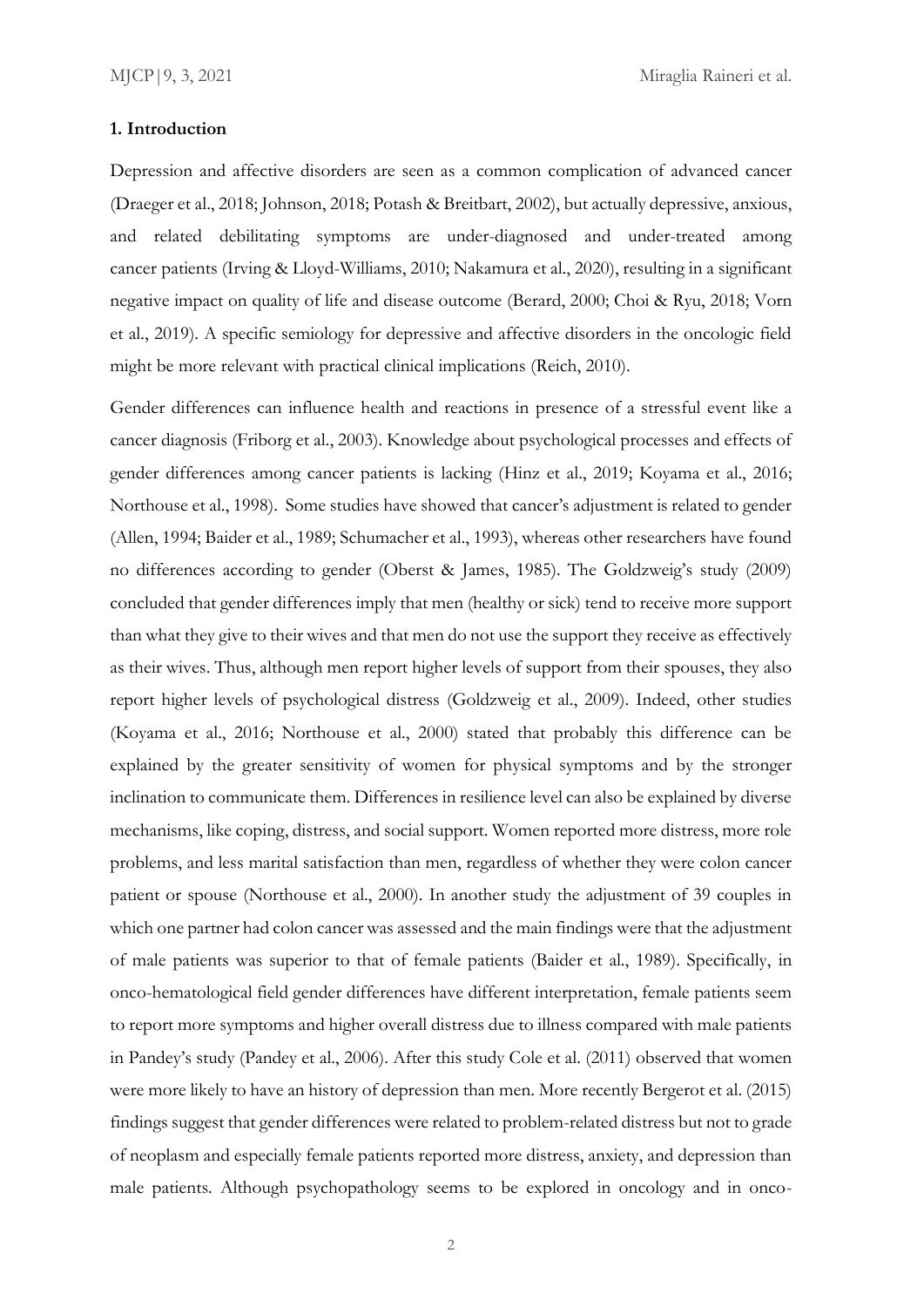## 1. Introduction

Depression and affective disorders are seen as a common complication of advanced cancer (Draeger et al., 2018; Johnson, 2018; Potash & Breitbart, 2002), but actually depressive, anxious, and related debilitating symptoms are under-diagnosed and under-treated among cancer patients (Irving & Lloyd-Williams, 2010; Nakamura et al., 2020), resulting in a significant negative impact on quality of life and disease outcome (Berard, 2000; Choi & Ryu, 2018; Vorn et al., 2019). A specific semiology for depressive and affective disorders in the oncologic field might be more relevant with practical clinical implications (Reich, 2010).

Gender differences can influence health and reactions in presence of a stressful event like a cancer diagnosis (Friborg et al., 2003). Knowledge about psychological processes and effects of gender differences among cancer patients is lacking (Hinz et al., 2019; Koyama et al., 2016; Northouse et al., 1998). Some studies have showed that cancer's adjustment is related to gender (Allen, 1994; Baider et al., 1989; Schumacher et al., 1993), whereas other researchers have found no differences according to gender (Oberst & James, 1985). The Goldzweig's study (2009) concluded that gender differences imply that men (healthy or sick) tend to receive more support than what they give to their wives and that men do not use the support they receive as effectively as their wives. Thus, although men report higher levels of support from their spouses, they also report higher levels of psychological distress (Goldzweig et al., 2009). Indeed, other studies (Koyama et al., 2016; Northouse et al., 2000) stated that probably this difference can be explained by the greater sensitivity of women for physical symptoms and by the stronger inclination to communicate them. Differences in resilience level can also be explained by diverse mechanisms, like coping, distress, and social support. Women reported more distress, more role problems, and less marital satisfaction than men, regardless of whether they were colon cancer patient or spouse (Northouse et al., 2000). In another study the adjustment of 39 couples in which one partner had colon cancer was assessed and the main findings were that the adjustment of male patients was superior to that of female patients (Baider et al., 1989). Specifically, in onco-hematological field gender differences have different interpretation, female patients seem to report more symptoms and higher overall distress due to illness compared with male patients in Pandey's study (Pandey et al., 2006). After this study Cole et al. (2011) observed that women were more likely to have an history of depression than men. More recently Bergerot et al. (2015) findings suggest that gender differences were related to problem-related distress but not to grade of neoplasm and especially female patients reported more distress, anxiety, and depression than male patients. Although psychopathology seems to be explored in oncology and in onco-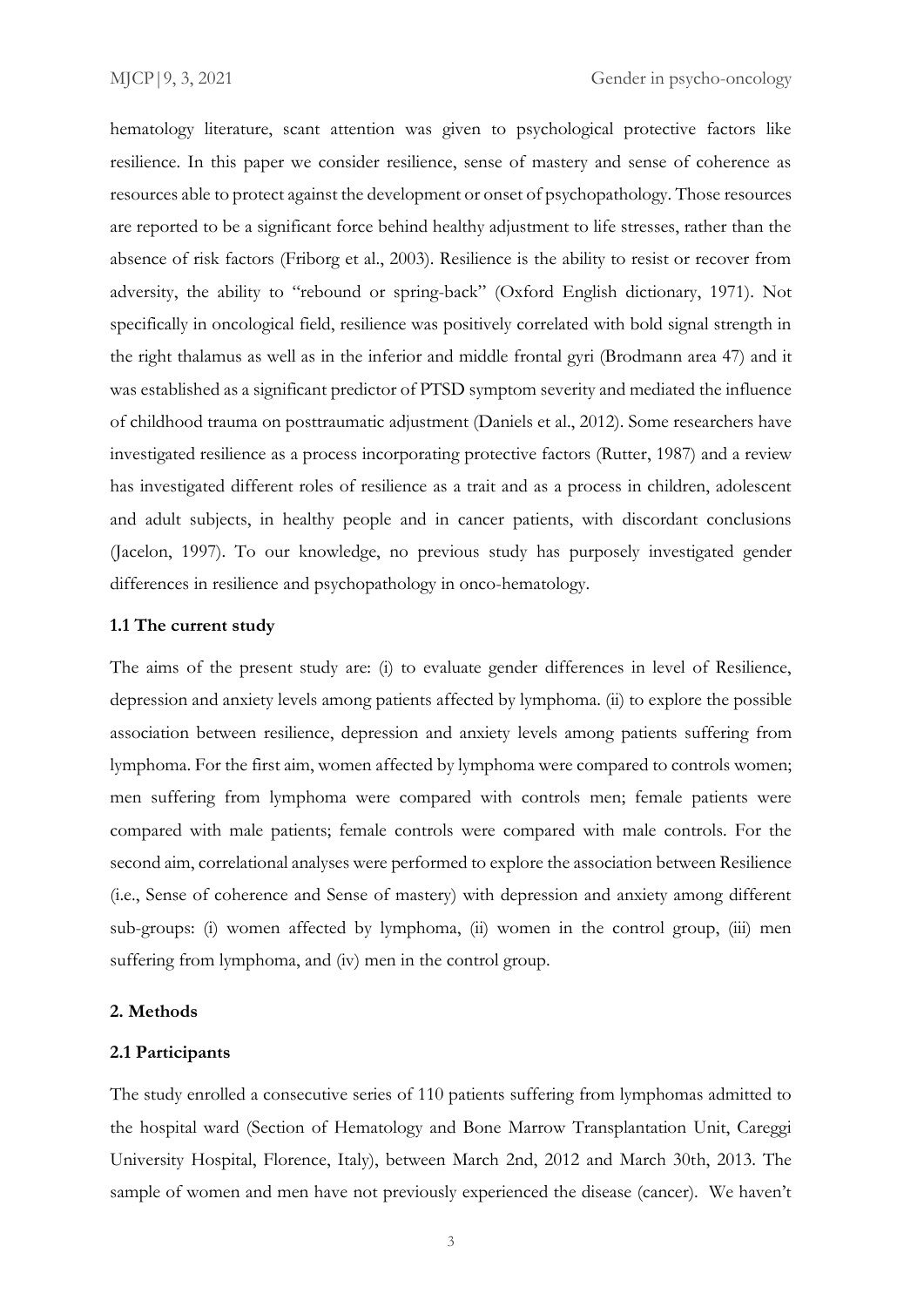hematology literature, scant attention was given to psychological protective factors like resilience. In this paper we consider resilience, sense of mastery and sense of coherence as resources able to protect against the development or onset of psychopathology. Those resources are reported to be a significant force behind healthy adjustment to life stresses, rather than the absence of risk factors (Friborg et al., 2003). Resilience is the ability to resist or recover from adversity, the ability to "rebound or spring-back" (Oxford English dictionary, 1971). Not specifically in oncological field, resilience was positively correlated with bold signal strength in the right thalamus as well as in the inferior and middle frontal gyri (Brodmann area 47) and it was established as a significant predictor of PTSD symptom severity and mediated the influence of childhood trauma on posttraumatic adjustment (Daniels et al., 2012). Some researchers have investigated resilience as a process incorporating protective factors (Rutter, 1987) and a review has investigated different roles of resilience as a trait and as a process in children, adolescent and adult subjects, in healthy people and in cancer patients, with discordant conclusions (Jacelon, 1997). To our knowledge, no previous study has purposely investigated gender differences in resilience and psychopathology in onco-hematology.

### 1.1 The current study

The aims of the present study are: (i) to evaluate gender differences in level of Resilience, depression and anxiety levels among patients affected by lymphoma. (ii) to explore the possible association between resilience, depression and anxiety levels among patients suffering from lymphoma. For the first aim, women affected by lymphoma were compared to controls women; men suffering from lymphoma were compared with controls men; female patients were compared with male patients; female controls were compared with male controls. For the second aim, correlational analyses were performed to explore the association between Resilience (i.e., Sense of coherence and Sense of mastery) with depression and anxiety among different sub-groups: (i) women affected by lymphoma, (ii) women in the control group, (iii) men suffering from lymphoma, and (iv) men in the control group.

## 2. Methods

### 2.1 Participants

The study enrolled a consecutive series of 110 patients suffering from lymphomas admitted to the hospital ward (Section of Hematology and Bone Marrow Transplantation Unit, Careggi University Hospital, Florence, Italy), between March 2nd, 2012 and March 30th, 2013. The sample of women and men have not previously experienced the disease (cancer). We haven't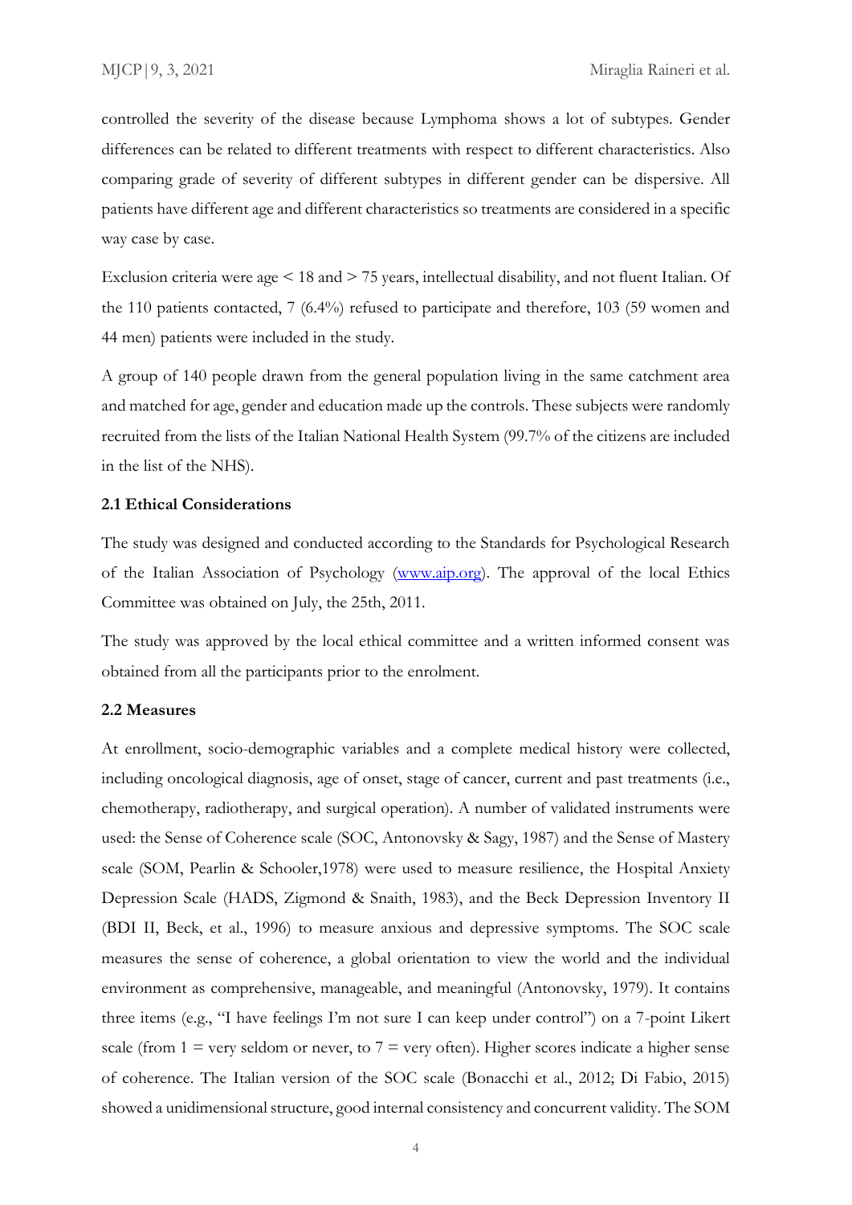controlled the severity of the disease because Lymphoma shows a lot of subtypes. Gender differences can be related to different treatments with respect to different characteristics. Also comparing grade of severity of different subtypes in different gender can be dispersive. All patients have different age and different characteristics so treatments are considered in a specific way case by case.

Exclusion criteria were age < 18 and > 75 years, intellectual disability, and not fluent Italian. Of the 110 patients contacted, 7 (6.4%) refused to participate and therefore, 103 (59 women and 44 men) patients were included in the study.

A group of 140 people drawn from the general population living in the same catchment area and matched for age, gender and education made up the controls. These subjects were randomly recruited from the lists of the Italian National Health System (99.7% of the citizens are included in the list of the NHS).

### 2.1 Ethical Considerations

The study was designed and conducted according to the Standards for Psychological Research of the Italian Association of Psychology (www.aip.org). The approval of the local Ethics Committee was obtained on July, the 25th, 2011.

The study was approved by the local ethical committee and a written informed consent was obtained from all the participants prior to the enrolment.

### 2.2 Measures

At enrollment, socio-demographic variables and a complete medical history were collected, including oncological diagnosis, age of onset, stage of cancer, current and past treatments (i.e., chemotherapy, radiotherapy, and surgical operation). A number of validated instruments were used: the Sense of Coherence scale (SOC, Antonovsky & Sagy, 1987) and the Sense of Mastery scale (SOM, Pearlin & Schooler,1978) were used to measure resilience, the Hospital Anxiety Depression Scale (HADS, Zigmond & Snaith, 1983), and the Beck Depression Inventory II (BDI II, Beck, et al., 1996) to measure anxious and depressive symptoms. The SOC scale measures the sense of coherence, a global orientation to view the world and the individual environment as comprehensive, manageable, and meaningful (Antonovsky, 1979). It contains three items (e.g., "I have feelings I'm not sure I can keep under control") on a 7-point Likert scale (from 1 = very seldom or never, to 7 = very often). Higher scores indicate a higher sense of coherence. The Italian version of the SOC scale (Bonacchi et al., 2012; Di Fabio, 2015) showed a unidimensional structure, good internal consistency and concurrent validity. The SOM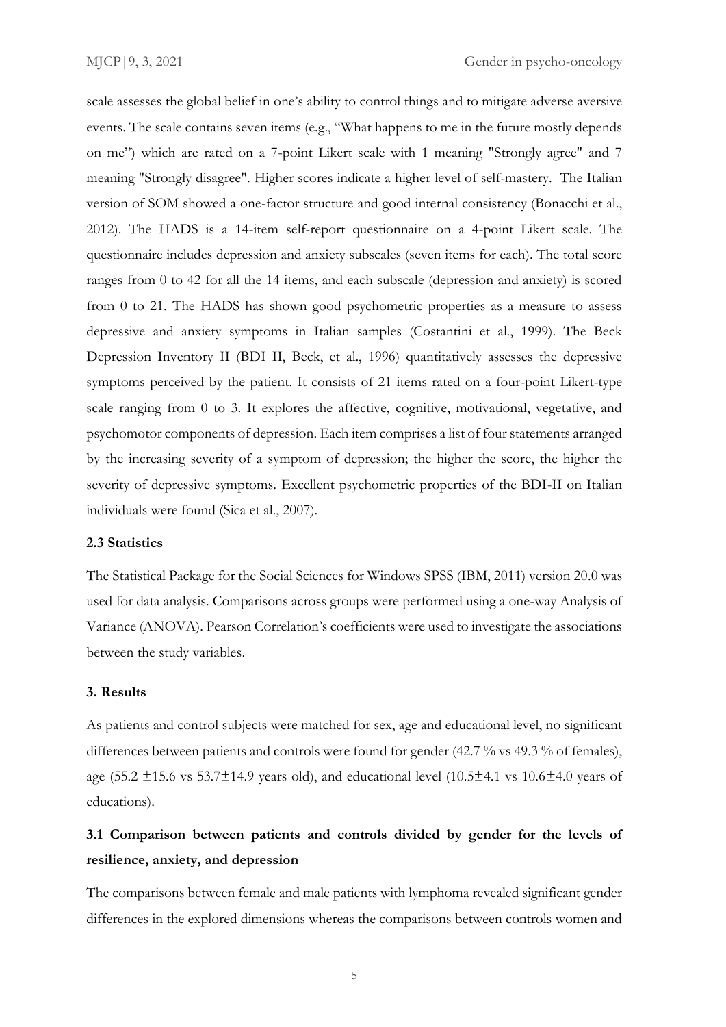scale assesses the global belief in one's ability to control things and to mitigate adverse aversive events. The scale contains seven items (e.g., "What happens to me in the future mostly depends on me") which are rated on a 7-point Likert scale with 1 meaning "Strongly agree" and 7 meaning "Strongly disagree". Higher scores indicate a higher level of self-mastery. The Italian version of SOM showed a one-factor structure and good internal consistency (Bonacchi et al., 2012). The HADS is a 14-item self-report questionnaire on a 4-point Likert scale. The questionnaire includes depression and anxiety subscales (seven items for each). The total score ranges from 0 to 42 for all the 14 items, and each subscale (depression and anxiety) is scored from 0 to 21. The HADS has shown good psychometric properties as a measure to assess depressive and anxiety symptoms in Italian samples (Costantini et al., 1999). The Beck Depression Inventory II (BDI II, Beck, et al., 1996) quantitatively assesses the depressive symptoms perceived by the patient. It consists of 21 items rated on a four-point Likert-type scale ranging from 0 to 3. It explores the affective, cognitive, motivational, vegetative, and psychomotor components of depression. Each item comprises a list of four statements arranged by the increasing severity of a symptom of depression; the higher the score, the higher the severity of depressive symptoms. Excellent psychometric properties of the BDI-II on Italian individuals were found (Sica et al., 2007).

### 2.3 Statistics

The Statistical Package for the Social Sciences for Windows SPSS (IBM, 2011) version 20.0 was used for data analysis. Comparisons across groups were performed using a one-way Analysis of Variance (ANOVA). Pearson Correlation's coefficients were used to investigate the associations between the study variables.

## 3. Results

As patients and control subjects were matched for sex, age and educational level, no significant differences between patients and controls were found for gender (42.7 % vs 49.3 % of females), age (55.2 $\pm$15.6 vs 53.7$\pm$14.9 years old), and educational level (10.5$\pm$4.1 vs 10.6$\pm$4.0 years of educations).

### 3.1 Comparison between patients and controls divided by gender for the levels of resilience, anxiety, and depression

The comparisons between female and male patients with lymphoma revealed significant gender differences in the explored dimensions whereas the comparisons between controls women and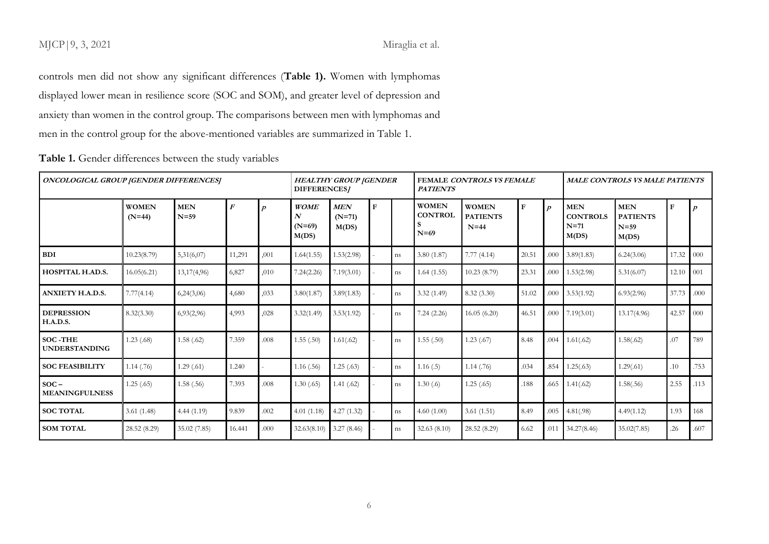controls men did not show any significant differences (**Table 1).** Women with lymphomas displayed lower mean in resilience score (SOC and SOM), and greater level of depression and anxiety than women in the control group. The comparisons between men with lymphomas and men in the control group for the above-mentioned variables are summarized in Table 1.

**Table 1.** Gender differences between the study variables

| ***ONCOLOGICAL GROUP [GENDER DIFFERENCES]*** | | | | | ***HEALTHY GROUP [GENDER DIFFERENCES]*** | | | | **FEMALE *CONTROLS VS FEMALE PATIENTS*** | | | | ***MALE CONTROLS VS MALE PATIENTS*** | | | |
|---|---|---|---|---|---|---|---|---|---|---|---|---|---|---|---|---|
| | **WOMEN (N=44)** | **MEN N=59** | ***F*** | ***p*** | ***WOMEN (N=69) M(DS)*** | ***MEN (N=71) M(DS)*** | **F** | | **WOMEN CONTROLS N=69** | **WOMEN PATIENTS N=44** | **F** | ***p*** | **MEN CONTROLS N=71 M(DS)** | **MEN PATIENTS N=59 M(DS)** | **F** | ***p*** |
| **BDI** | 10.23(8.79) | 5,31(6,07) | 11,291 | ,001 | 1.64(1.55) | 1.53(2.98) | - | ns | 3.80 (1.87) | 7.77 (4.14) | 20.51 | .000 | 3.89(1.83) | 6.24(3.06) | 17.32 | 000 |
| **HOSPITAL H.AD.S.** | 16.05(6.21) | 13,17(4,96) | 6,827 | ,010 | 7.24(2.26) | 7.19(3.01) | - | ns | 1.64 (1.55) | 10.23 (8.79) | 23.31 | .000 | 1.53(2.98) | 5.31(6.07) | 12.10 | 001 |
| **ANXIETY H.A.D.S.** | 7.77(4.14) | 6,24(3,06) | 4,680 | ,033 | 3.80(1.87) | 3.89(1.83) | - | ns | 3.32 (1.49) | 8.32 (3.30) | 51.02 | .000 | 3.53(1.92) | 6.93(2.96) | 37.73 | .000 |
| **DEPRESSION H.A.D.S.** | 8.32(3.30) | 6,93(2,96) | 4,993 | ,028 | 3.32(1.49) | 3.53(1.92) | - | ns | 7.24 (2.26) | 16.05 (6.20) | 46.51 | .000 | 7.19(3.01) | 13.17(4.96) | 42.57 | 000 |
| **SOC -THE UNDERSTANDING** | 1.23 (.68) | 1.58 (.62) | 7.359 | .008 | 1.55 (.50) | 1.61(.62) | - | ns | 1.55 (.50) | 1.23 (.67) | 8.48 | .004 | 1.61(.62) | 1.58(.62) | .07 | 789 |
| **SOC FEASIBILITY** | 1.14 (.76) | 1.29 (.61) | 1.240 | - | 1.16 (.56) | 1.25 (.63) | - | ns | 1.16 (.5) | 1.14 (.76) | .034 | .854 | 1.25(.63) | 1.29(.61) | .10 | .753 |
| **SOC – MEANINGFULNESS** | 1.25 (.65) | 1.58 (.56) | 7.393 | .008 | 1.30 (.65) | 1.41 (.62) | - | ns | 1.30 (.6) | 1.25 (.65) | .188 | .665 | 1.41(.62) | 1.58(.56) | 2.55 | .113 |
| **SOC TOTAL** | 3.61 (1.48) | 4.44 (1.19) | 9.839 | .002 | 4.01 (1.18) | 4.27 (1.32) | - | ns | 4.60 (1.00) | 3.61 (1.51) | 8.49 | .005 | 4.81(.98) | 4.49(1.12) | 1.93 | 168 |
| **SOM TOTAL** | 28.52 (8.29) | 35.02 (7.85) | 16.441 | .000 | 32.63(8.10) | 3.27 (8.46) | - | ns | 32.63 (8.10) | 28.52 (8.29) | 6.62 | .011 | 34.27(8.46) | 35.02(7.85) | .26 | .607 |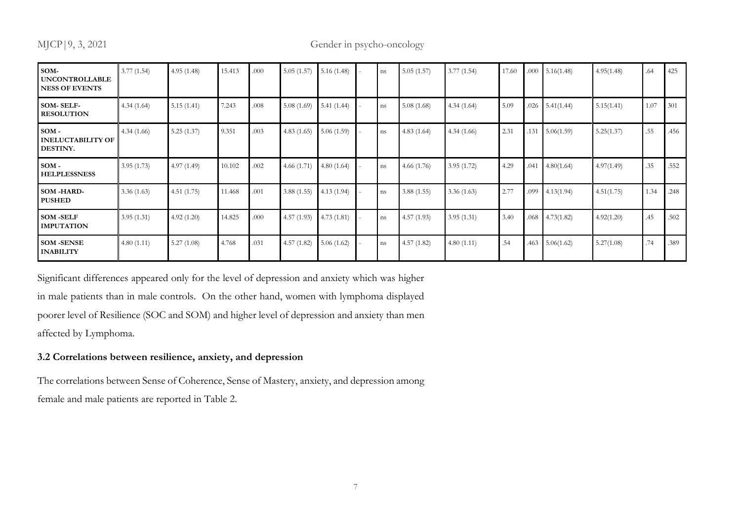| | | | | | | | | | | | | | | | | |
|---|---|---|---|---|---|---|---|---|---|---|---|---|---|---|---|---|
| **SOM-UNCONTROLLABLENESS OF EVENTS** | 3.77 (1.54) | 4.95 (1.48) | 15.413 | .000 | 5.05 (1.57) | 5.16 (1.48) | - | ns | 5.05 (1.57) | 3.77 (1.54) | 17.60 | .000 | 5.16(1.48) | 4.95(1.48) | .64 | 425 |
| **SOM- SELF-RESOLUTION** | 4.34 (1.64) | 5.15 (1.41) | 7.243 | .008 | 5.08 (1.69) | 5.41 (1.44) | - | ns | 5.08 (1.68) | 4.34 (1.64) | 5.09 | .026 | 5.41(1.44) | 5.15(1.41) | 1.07 | 301 |
| **SOM - INELUCTABILITY OF DESTINY.** | 4.34 (1.66) | 5.25 (1.37) | 9.351 | .003 | 4.83 (1.65) | 5.06 (1.59) | - | ns | 4.83 (1.64) | 4.34 (1.66) | 2.31 | .131 | 5.06(1.59) | 5.25(1.37) | .55 | .456 |
| **SOM - HELPLESSNESS** | 3.95 (1.73) | 4.97 (1.49) | 10.102 | .002 | 4.66 (1.71) | 4.80 (1.64) | - | ns | 4.66 (1.76) | 3.95 (1.72) | 4.29 | .041 | 4.80(1.64) | 4.97(1.49) | .35 | .552 |
| **SOM -HARD-PUSHED** | 3.36 (1.63) | 4.51 (1.75) | 11.468 | .001 | 3.88 (1.55) | 4.13 (1.94) | - | ns | 3.88 (1.55) | 3.36 (1.63) | 2.77 | .099 | 4.13(1.94) | 4.51(1.75) | 1.34 | .248 |
| **SOM -SELF IMPUTATION** | 3.95 (1.31) | 4.92 (1.20) | 14.825 | .000 | 4.57 (1.93) | 4.73 (1.81) | - | ns | 4.57 (1.93) | 3.95 (1.31) | 3.40 | .068 | 4.73(1.82) | 4.92(1.20) | .45 | .502 |
| **SOM -SENSE INABILITY** | 4.80 (1.11) | 5.27 (1.08) | 4.768 | .031 | 4.57 (1.82) | 5.06 (1.62) | - | ns | 4.57 (1.82) | 4.80 (1.11) | .54 | .463 | 5.06(1.62) | 5.27(1.08) | .74 | .389 |

Significant differences appeared only for the level of depression and anxiety which was higher in male patients than in male controls. On the other hand, women with lymphoma displayed poorer level of Resilience (SOC and SOM) and higher level of depression and anxiety than men affected by Lymphoma.

### 3.2 Correlations between resilience, anxiety, and depression

The correlations between Sense of Coherence, Sense of Mastery, anxiety, and depression among female and male patients are reported in Table 2.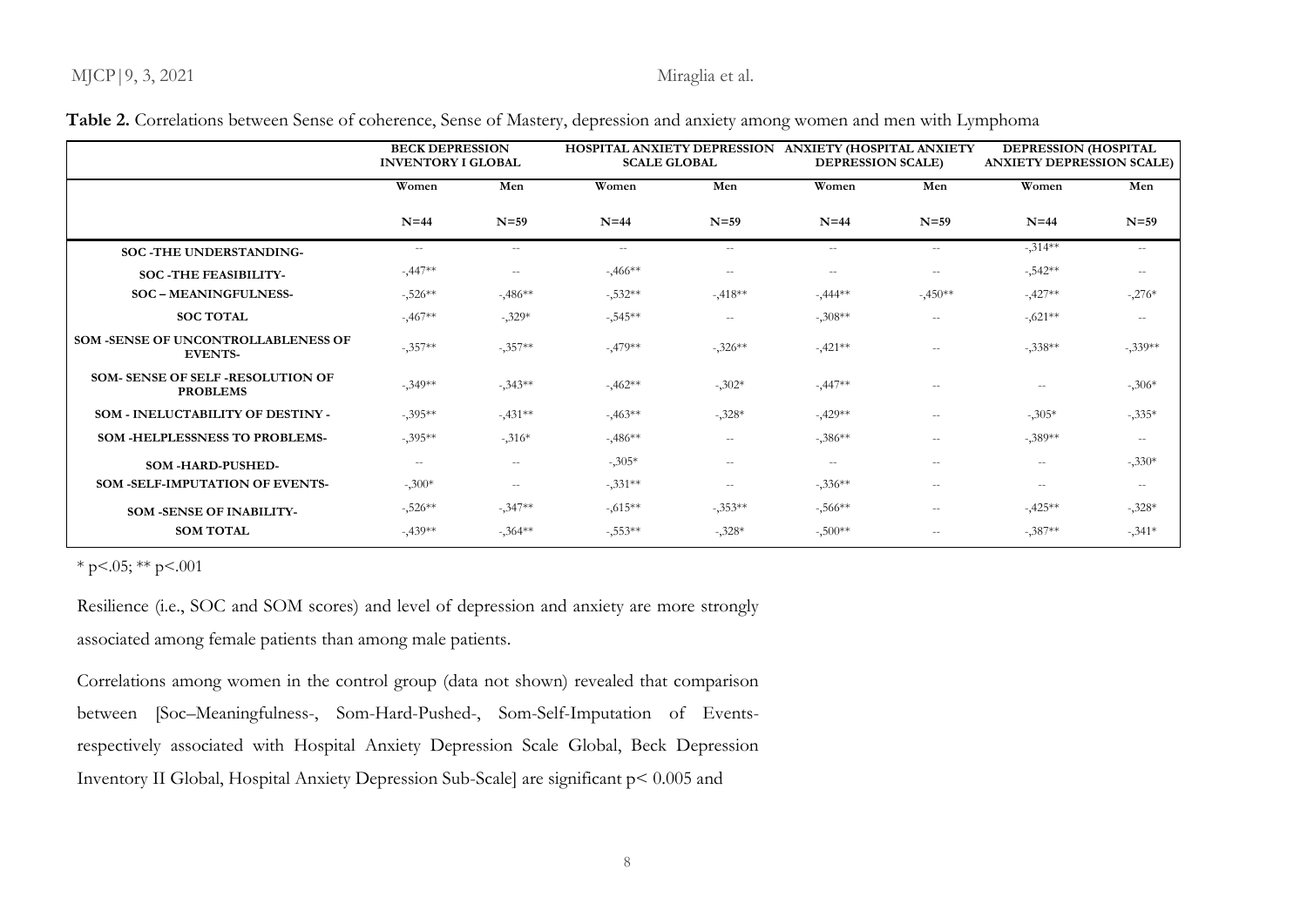**Table 2.** Correlations between Sense of coherence, Sense of Mastery, depression and anxiety among women and men with Lymphoma

| | BECK DEPRESSION INVENTORY I GLOBAL | | HOSPITAL ANXIETY DEPRESSION SCALE GLOBAL | | ANXIETY (HOSPITAL ANXIETY DEPRESSION SCALE) | | DEPRESSION (HOSPITAL ANXIETY DEPRESSION SCALE) | |
|---|---|---|---|---|---|---|---|---|
| | Women | Men | Women | Men | Women | Men | Women | Men |
| | N=44 | N=59 | N=44 | N=59 | N=44 | N=59 | N=44 | N=59 |
| SOC -THE UNDERSTANDING- | -- | -- | -- | -- | -- | -- | -,314** | -- |
| SOC -THE FEASIBILITY- | -,447** | -- | -,466** | -- | -- | -- | -,542** | -- |
| SOC – MEANINGFULNESS- | -,526** | -,486** | -,532** | -,418** | -,444** | -,450** | -,427** | -,276* |
| SOC TOTAL | -,467** | -,329* | -,545** | -- | -,308** | -- | -,621** | -- |
| SOM -SENSE OF UNCONTROLLABLENESS OF EVENTS- | -,357** | -,357** | -,479** | -,326** | -,421** | -- | -,338** | -,339** |
| SOM- SENSE OF SELF -RESOLUTION OF PROBLEMS | -,349** | -,343** | -,462** | -,302* | -,447** | -- | -- | -,306* |
| SOM - INELUCTABILITY OF DESTINY - | -,395** | -,431** | -,463** | -,328* | -,429** | -- | -,305* | -,335* |
| SOM -HELPLESSNESS TO PROBLEMS- | -,395** | -,316* | -,486** | -- | -,386** | -- | -,389** | -- |
| SOM -HARD-PUSHED- | -- | -- | -,305* | -- | -- | -- | -- | -,330* |
| SOM -SELF-IMPUTATION OF EVENTS- | -,300* | -- | -,331** | -- | -,336** | -- | -- | -- |
| SOM -SENSE OF INABILITY- | -,526** | -,347** | -,615** | -,353** | -,566** | -- | -,425** | -,328* |
| SOM TOTAL | -,439** | -,364** | -,553** | -,328* | -,500** | -- | -,387** | -,341* |

* p<.05; ** p<.001

Resilience (i.e., SOC and SOM scores) and level of depression and anxiety are more strongly associated among female patients than among male patients.

Correlations among women in the control group (data not shown) revealed that comparison between [Soc–Meaningfulness-, Som-Hard-Pushed-, Som-Self-Imputation of Events- respectively associated with Hospital Anxiety Depression Scale Global, Beck Depression Inventory II Global, Hospital Anxiety Depression Sub-Scale] are significant $p < 0.005$ and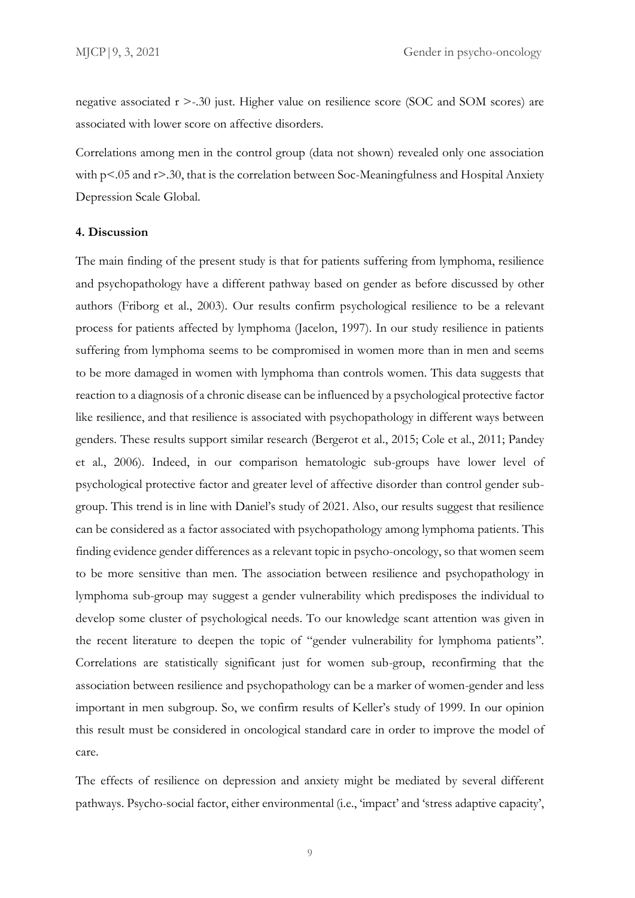negative associated $r > -.30$ just. Higher value on resilience score (SOC and SOM scores) are associated with lower score on affective disorders.

Correlations among men in the control group (data not shown) revealed only one association with $p < .05$ and $r > .30$, that is the correlation between Soc-Meaningfulness and Hospital Anxiety Depression Scale Global.

## 4. Discussion

The main finding of the present study is that for patients suffering from lymphoma, resilience and psychopathology have a different pathway based on gender as before discussed by other authors (Friborg et al., 2003). Our results confirm psychological resilience to be a relevant process for patients affected by lymphoma (Jacelon, 1997). In our study resilience in patients suffering from lymphoma seems to be compromised in women more than in men and seems to be more damaged in women with lymphoma than controls women. This data suggests that reaction to a diagnosis of a chronic disease can be influenced by a psychological protective factor like resilience, and that resilience is associated with psychopathology in different ways between genders. These results support similar research (Bergerot et al., 2015; Cole et al., 2011; Pandey et al., 2006). Indeed, in our comparison hematologic sub-groups have lower level of psychological protective factor and greater level of affective disorder than control gender sub-group. This trend is in line with Daniel's study of 2021. Also, our results suggest that resilience can be considered as a factor associated with psychopathology among lymphoma patients. This finding evidence gender differences as a relevant topic in psycho-oncology, so that women seem to be more sensitive than men. The association between resilience and psychopathology in lymphoma sub-group may suggest a gender vulnerability which predisposes the individual to develop some cluster of psychological needs. To our knowledge scant attention was given in the recent literature to deepen the topic of "gender vulnerability for lymphoma patients". Correlations are statistically significant just for women sub-group, reconfirming that the association between resilience and psychopathology can be a marker of women-gender and less important in men subgroup. So, we confirm results of Keller's study of 1999. In our opinion this result must be considered in oncological standard care in order to improve the model of care.

The effects of resilience on depression and anxiety might be mediated by several different pathways. Psycho-social factor, either environmental (i.e., 'impact' and 'stress adaptive capacity',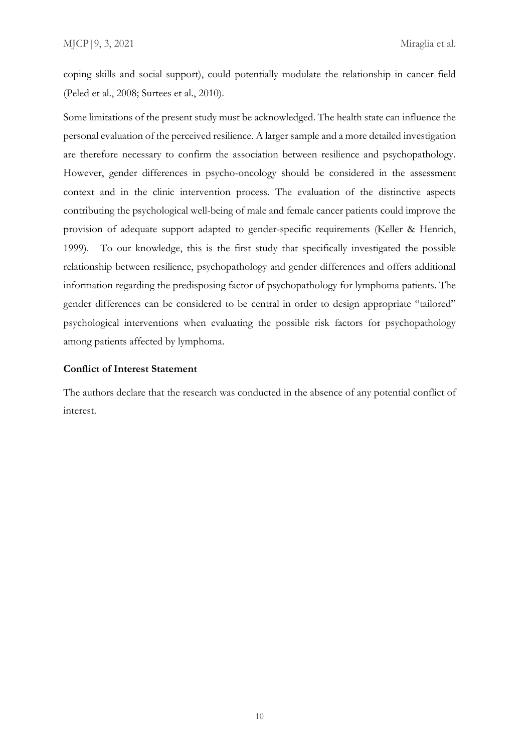coping skills and social support), could potentially modulate the relationship in cancer field (Peled et al., 2008; Surtees et al., 2010).

Some limitations of the present study must be acknowledged. The health state can influence the personal evaluation of the perceived resilience. A larger sample and a more detailed investigation are therefore necessary to confirm the association between resilience and psychopathology. However, gender differences in psycho-oncology should be considered in the assessment context and in the clinic intervention process. The evaluation of the distinctive aspects contributing the psychological well-being of male and female cancer patients could improve the provision of adequate support adapted to gender-specific requirements (Keller & Henrich, 1999). To our knowledge, this is the first study that specifically investigated the possible relationship between resilience, psychopathology and gender differences and offers additional information regarding the predisposing factor of psychopathology for lymphoma patients. The gender differences can be considered to be central in order to design appropriate "tailored" psychological interventions when evaluating the possible risk factors for psychopathology among patients affected by lymphoma.

**Conflict of Interest Statement**

The authors declare that the research was conducted in the absence of any potential conflict of interest.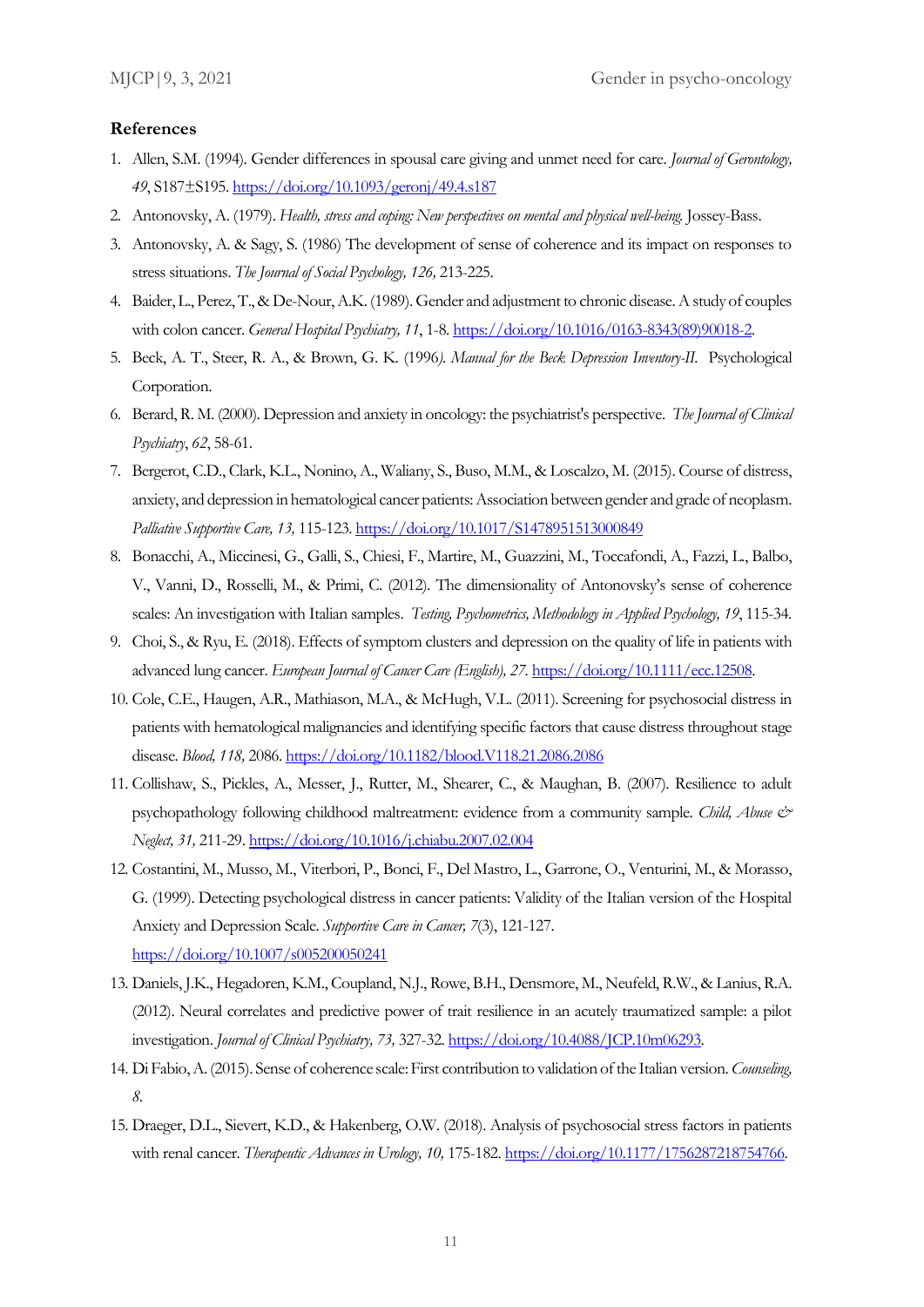### References

1. Allen, S.M. (1994). Gender differences in spousal care giving and unmet need for care. *Journal of Gerontology, 49*, S187±S195. https://doi.org/10.1093/geronj/49.4.s187
2. Antonovsky, A. (1979). *Health, stress and coping: New perspectives on mental and physical well-being.* Jossey-Bass.
3. Antonovsky, A. & Sagy, S. (1986) The development of sense of coherence and its impact on responses to stress situations. *The Journal of Social Psychology, 126,* 213-225.
4. Baider, L., Perez, T., & De-Nour, A.K. (1989). Gender and adjustment to chronic disease. A study of couples with colon cancer. *General Hospital Psychiatry, 11*, 1-8. https://doi.org/10.1016/0163-8343(89)90018-2.
5. Beck, A. T., Steer, R. A., & Brown, G. K. (1996*). Manual for the Beck Depression Inventory-II.* Psychological Corporation.
6. Berard, R. M. (2000). Depression and anxiety in oncology: the psychiatrist's perspective. *The Journal of Clinical Psychiatry*, *62*, 58-61.
7. Bergerot, C.D., Clark, K.L., Nonino, A., Waliany, S., Buso, M.M., & Loscalzo, M. (2015). Course of distress, anxiety, and depression in hematological cancer patients: Association between gender and grade of neoplasm. *Palliative Supportive Care, 13,* 115-123. https://doi.org/10.1017/S1478951513000849
8. Bonacchi, A., Miccinesi, G., Galli, S., Chiesi, F., Martire, M., Guazzini, M., Toccafondi, A., Fazzi, L., Balbo, V., Vanni, D., Rosselli, M., & Primi, C. (2012). The dimensionality of Antonovsky's sense of coherence scales: An investigation with Italian samples. *Testing, Psychometrics, Methodology in Applied Psychology, 19*, 115-34.
9. Choi, S., & Ryu, E. (2018). Effects of symptom clusters and depression on the quality of life in patients with advanced lung cancer. *European Journal of Cancer Care (English), 27.* https://doi.org/10.1111/ecc.12508.
10. Cole, C.E., Haugen, A.R., Mathiason, M.A., & McHugh, V.L. (2011). Screening for psychosocial distress in patients with hematological malignancies and identifying specific factors that cause distress throughout stage disease. *Blood, 118,* 2086. https://doi.org/10.1182/blood.V118.21.2086.2086
11. Collishaw, S., Pickles, A., Messer, J., Rutter, M., Shearer, C., & Maughan, B. (2007). Resilience to adult psychopathology following childhood maltreatment: evidence from a community sample. *Child, Abuse & Neglect, 31,* 211-29. https://doi.org/10.1016/j.chiabu.2007.02.004
12. Costantini, M., Musso, M., Viterbori, P., Bonci, F., Del Mastro, L., Garrone, O., Venturini, M., & Morasso, G. (1999). Detecting psychological distress in cancer patients: Validity of the Italian version of the Hospital Anxiety and Depression Scale. *Supportive Care in Cancer, 7*(3), 121-127. https://doi.org/10.1007/s005200050241
13. Daniels, J.K., Hegadoren, K.M., Coupland, N.J., Rowe, B.H., Densmore, M., Neufeld, R.W., & Lanius, R.A. (2012). Neural correlates and predictive power of trait resilience in an acutely traumatized sample: a pilot investigation. *Journal of Clinical Psychiatry, 73,* 327-32. https://doi.org/10.4088/JCP.10m06293.
14. Di Fabio, A. (2015). Sense of coherence scale: First contribution to validation of the Italian version. *Counseling, 8.*
15. Draeger, D.L., Sievert, K.D., & Hakenberg, O.W. (2018). Analysis of psychosocial stress factors in patients with renal cancer. *Therapeutic Advances in Urology, 10,* 175-182. https://doi.org/10.1177/1756287218754766.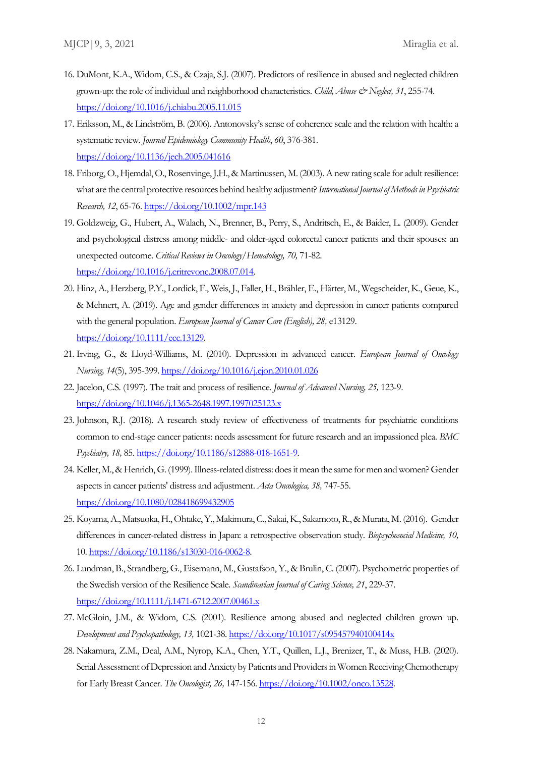16. DuMont, K.A., Widom, C.S., & Czaja, S.J. (2007). Predictors of resilience in abused and neglected children grown-up: the role of individual and neighborhood characteristics. *Child, Abuse & Neglect, 31*, 255-74. https://doi.org/10.1016/j.chiabu.2005.11.015
17. Eriksson, M., & Lindström, B. (2006). Antonovsky's sense of coherence scale and the relation with health: a systematic review. *Journal Epidemiology Community Health*, *60*, 376-381. https://doi.org/10.1136/jech.2005.041616
18. Friborg, O., Hjemdal, O., Rosenvinge, J.H., & Martinussen, M. (2003). A new rating scale for adult resilience: what are the central protective resources behind healthy adjustment? *International Journal of Methods in Psychiatric Research, 12*, 65-76. https://doi.org/10.1002/mpr.143
19. Goldzweig, G., Hubert, A., Walach, N., Brenner, B., Perry, S., Andritsch, E., & Baider, L. (2009). Gender and psychological distress among middle- and older-aged colorectal cancer patients and their spouses: an unexpected outcome. *Critical Reviews in Oncology/Hematology, 70,* 71-82. https://doi.org/10.1016/j.critrevonc.2008.07.014.
20. Hinz, A., Herzberg, P.Y., Lordick, F., Weis, J., Faller, H., Brähler, E., Härter, M., Wegscheider, K., Geue, K., & Mehnert, A. (2019). Age and gender differences in anxiety and depression in cancer patients compared with the general population. *European Journal of Cancer Care (English), 28,* e13129. https://doi.org/10.1111/ecc.13129.
21. Irving, G., & Lloyd-Williams, M. (2010). Depression in advanced cancer. *European Journal of Oncology Nursing, 14*(5), 395-399. https://doi.org/10.1016/j.ejon.2010.01.026
22. Jacelon, C.S. (1997). The trait and process of resilience. *Journal of Advanced Nursing, 25,* 123-9. https://doi.org/10.1046/j.1365-2648.1997.1997025123.x
23. Johnson, R.J. (2018). A research study review of effectiveness of treatments for psychiatric conditions common to end-stage cancer patients: needs assessment for future research and an impassioned plea. *BMC Psychiatry, 18,* 85. https://doi.org/10.1186/s12888-018-1651-9.
24. Keller, M., & Henrich, G. (1999). Illness-related distress: does it mean the same for men and women? Gender aspects in cancer patients' distress and adjustment. *Acta Oncologica, 38,* 747-55. https://doi.org/10.1080/028418699432905
25. Koyama, A., Matsuoka, H., Ohtake, Y., Makimura, C., Sakai, K., Sakamoto, R., & Murata, M. (2016). Gender differences in cancer-related distress in Japan: a retrospective observation study. *Biopsychosocial Medicine, 10,* 10. https://doi.org/10.1186/s13030-016-0062-8.
26. Lundman, B., Strandberg, G., Eisemann, M., Gustafson, Y., & Brulin, C. (2007). Psychometric properties of the Swedish version of the Resilience Scale. *Scandinavian Journal of Caring Science, 21*, 229-37. https://doi.org/10.1111/j.1471-6712.2007.00461.x
27. McGloin, J.M., & Widom, C.S. (2001). Resilience among abused and neglected children grown up. *Development and Psychopathology, 13,* 1021-38. https://doi.org/10.1017/s095457940100414x
28. Nakamura, Z.M., Deal, A.M., Nyrop, K.A., Chen, Y.T., Quillen, L.J., Brenizer, T., & Muss, H.B. (2020). Serial Assessment of Depression and Anxiety by Patients and Providers in Women Receiving Chemotherapy for Early Breast Cancer. *The Oncologist, 26,* 147-156. https://doi.org/10.1002/onco.13528.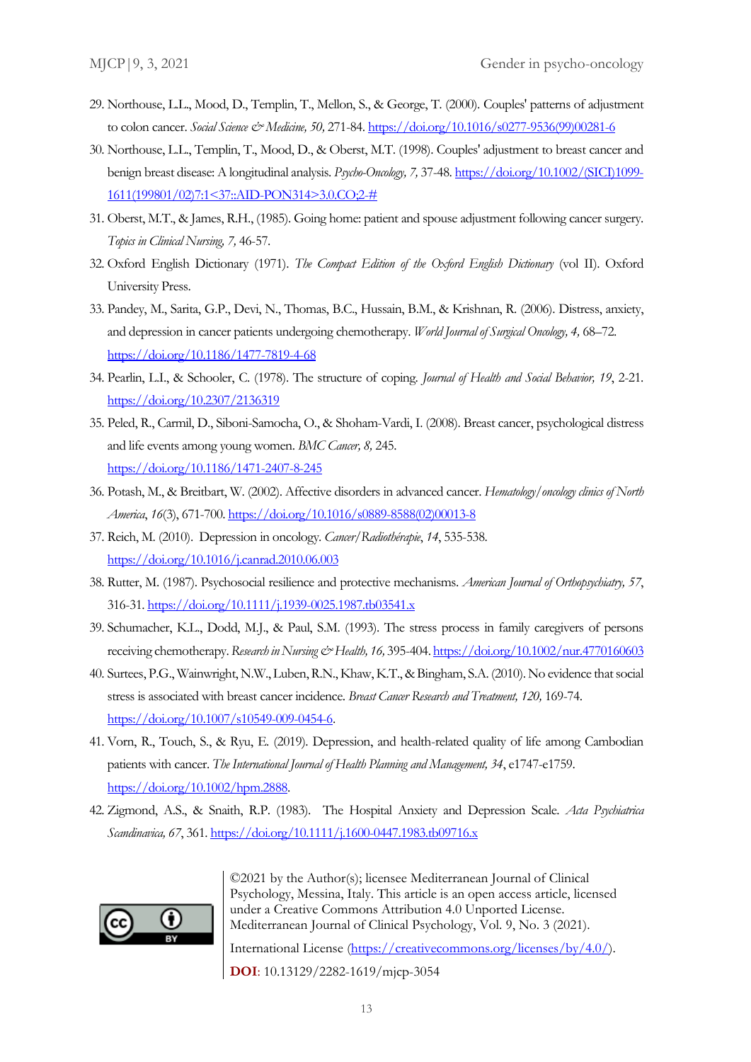29. Northouse, L.L., Mood, D., Templin, T., Mellon, S., & George, T. (2000). Couples' patterns of adjustment to colon cancer. *Social Science & Medicine, 50,* 271-84. https://doi.org/10.1016/s0277-9536(99)00281-6
30. Northouse, L.L., Templin, T., Mood, D., & Oberst, M.T. (1998). Couples' adjustment to breast cancer and benign breast disease: A longitudinal analysis. *Psycho-Oncology, 7,* 37-48. https://doi.org/10.1002/(SICI)1099-1611(199801/02)7:1<37::AID-PON314>3.0.CO;2-#
31. Oberst, M.T., & James, R.H., (1985). Going home: patient and spouse adjustment following cancer surgery. *Topics in Clinical Nursing, 7,* 46-57.
32. Oxford English Dictionary (1971). *The Compact Edition of the Oxford English Dictionary* (vol II). Oxford University Press.
33. Pandey, M., Sarita, G.P., Devi, N., Thomas, B.C., Hussain, B.M., & Krishnan, R. (2006). Distress, anxiety, and depression in cancer patients undergoing chemotherapy. *World Journal of Surgical Oncology, 4,* 68–72. https://doi.org/10.1186/1477-7819-4-68
34. Pearlin, L.I., & Schooler, C. (1978). The structure of coping. *Journal of Health and Social Behavior, 19*, 2-21. https://doi.org/10.2307/2136319
35. Peled, R., Carmil, D., Siboni-Samocha, O., & Shoham-Vardi, I. (2008). Breast cancer, psychological distress and life events among young women. *BMC Cancer, 8,* 245. https://doi.org/10.1186/1471-2407-8-245
36. Potash, M., & Breitbart, W. (2002). Affective disorders in advanced cancer. *Hematology/oncology clinics of North America*, *16*(3), 671-700. https://doi.org/10.1016/s0889-8588(02)00013-8
37. Reich, M. (2010). Depression in oncology. *Cancer/Radiothérapie*, *14*, 535-538. https://doi.org/10.1016/j.canrad.2010.06.003
38. Rutter, M. (1987). Psychosocial resilience and protective mechanisms. *American Journal of Orthopsychiatry, 57*, 316-31. https://doi.org/10.1111/j.1939-0025.1987.tb03541.x
39. Schumacher, K.L., Dodd, M.J., & Paul, S.M. (1993). The stress process in family caregivers of persons receiving chemotherapy. *Research in Nursing & Health, 16,* 395-404. https://doi.org/10.1002/nur.4770160603
40. Surtees, P.G., Wainwright, N.W., Luben, R.N., Khaw, K.T., & Bingham, S.A. (2010). No evidence that social stress is associated with breast cancer incidence. *Breast Cancer Research and Treatment, 120,* 169-74. https://doi.org/10.1007/s10549-009-0454-6.
41. Vorn, R., Touch, S., & Ryu, E. (2019). Depression, and health-related quality of life among Cambodian patients with cancer. *The International Journal of Health Planning and Management, 34*, e1747-e1759. https://doi.org/10.1002/hpm.2888.
42. Zigmond, A.S., & Snaith, R.P. (1983). The Hospital Anxiety and Depression Scale. *Acta Psychiatrica Scandinavica, 67*, 361. https://doi.org/10.1111/j.1600-0447.1983.tb09716.x

©2021 by the Author(s); licensee Mediterranean Journal of Clinical Psychology, Messina, Italy. This article is an open access article, licensed under a Creative Commons Attribution 4.0 Unported License. Mediterranean Journal of Clinical Psychology, Vol. 9, No. 3 (2021).

International License (https://creativecommons.org/licenses/by/4.0/).

**DOI**: 10.13129/2282-1619/mjcp-3054